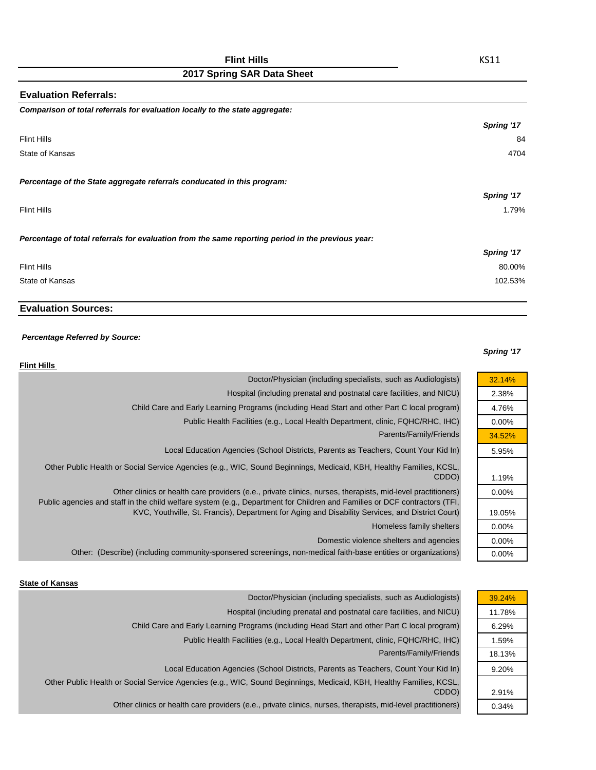# Flint Hills

KS11

## 2017 Spring SAR Data Sheet

### Evaluation Referrals:

***Comparison of total referrals for evaluation locally to the state aggregate:***

| | *Spring '17* |
|---|---|
| Flint Hills | 84 |
| State of Kansas | 4704 |

***Percentage of the State aggregate referrals conducated in this program:***

| | *Spring '17* |
|---|---|
| Flint Hills | 1.79% |

***Percentage of total referrals for evaluation from the same reporting period in the previous year:***

| | *Spring '17* |
|---|---|
| Flint Hills | 80.00% |
| State of Kansas | 102.53% |

### Evaluation Sources:

***Percentage Referred by Source:***

**Flint Hills**

| Source | *Spring '17* |
|---|---|
| Doctor/Physician (including specialists, such as Audiologists) | 32.14% |
| Hospital (including prenatal and postnatal care facilities, and NICU) | 2.38% |
| Child Care and Early Learning Programs (including Head Start and other Part C local program) | 4.76% |
| Public Health Facilities (e.g., Local Health Department, clinic, FQHC/RHC, IHC) | 0.00% |
| Parents/Family/Friends | 34.52% |
| Local Education Agencies (School Districts, Parents as Teachers, Count Your Kid In) | 5.95% |
| Other Public Health or Social Service Agencies (e.g., WIC, Sound Beginnings, Medicaid, KBH, Healthy Families, KCSL, CDDO) | 1.19% |
| Other clinics or health care providers (e.e., private clinics, nurses, therapists, mid-level practitioners) | 0.00% |
| Public agencies and staff in the child welfare system (e.g., Department for Children and Families or DCF contractors (TFI, KVC, Youthville, St. Francis), Department for Aging and Disability Services, and District Court) | 19.05% |
| Homeless family shelters | 0.00% |
| Domestic violence shelters and agencies | 0.00% |
| Other: (Describe) (including community-sponsered screenings, non-medical faith-base entities or organizations) | 0.00% |

**State of Kansas**

| Source | *Spring '17* |
|---|---|
| Doctor/Physician (including specialists, such as Audiologists) | 39.24% |
| Hospital (including prenatal and postnatal care facilities, and NICU) | 11.78% |
| Child Care and Early Learning Programs (including Head Start and other Part C local program) | 6.29% |
| Public Health Facilities (e.g., Local Health Department, clinic, FQHC/RHC, IHC) | 1.59% |
| Parents/Family/Friends | 18.13% |
| Local Education Agencies (School Districts, Parents as Teachers, Count Your Kid In) | 9.20% |
| Other Public Health or Social Service Agencies (e.g., WIC, Sound Beginnings, Medicaid, KBH, Healthy Families, KCSL, CDDO) | 2.91% |
| Other clinics or health care providers (e.e., private clinics, nurses, therapists, mid-level practitioners) | 0.34% |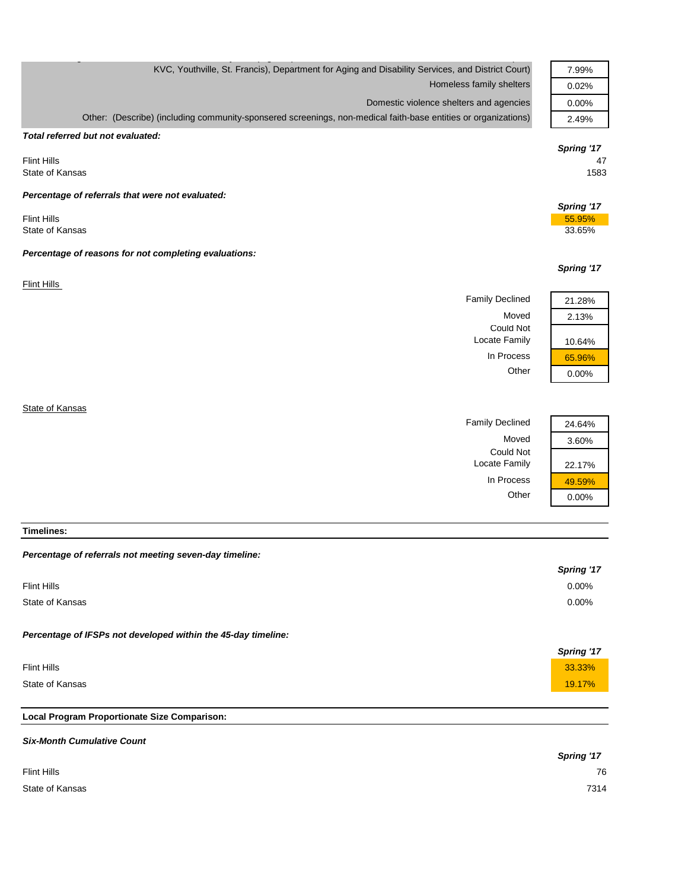| | |
|---|---|
| KVC, Youthville, St. Francis), Department for Aging and Disability Services, and District Court) | 7.99% |
| Homeless family shelters | 0.02% |
| Domestic violence shelters and agencies | 0.00% |
| Other: (Describe) (including community-sponsered screenings, non-medical faith-base entities or organizations) | 2.49% |

***Total referred but not evaluated:***

| | Spring '17 |
|---|---|
| Flint Hills | 47 |
| State of Kansas | 1583 |

***Percentage of referrals that were not evaluated:***

| | Spring '17 |
|---|---|
| Flint Hills | 55.95% |
| State of Kansas | 33.65% |

***Percentage of reasons for not completing evaluations:***

Flint Hills

| | Spring '17 |
|---|---|
| Family Declined | 21.28% |
| Moved | 2.13% |
| Could Not Locate Family | 10.64% |
| In Process | 65.96% |
| Other | 0.00% |

State of Kansas

| | Spring '17 |
|---|---|
| Family Declined | 24.64% |
| Moved | 3.60% |
| Could Not Locate Family | 22.17% |
| In Process | 49.59% |
| Other | 0.00% |

**Timelines:**

***Percentage of referrals not meeting seven-day timeline:***

| | Spring '17 |
|---|---|
| Flint Hills | 0.00% |
| State of Kansas | 0.00% |

***Percentage of IFSPs not developed within the 45-day timeline:***

| | Spring '17 |
|---|---|
| Flint Hills | 33.33% |
| State of Kansas | 19.17% |

**Local Program Proportionate Size Comparison:**

***Six-Month Cumulative Count***

| | Spring '17 |
|---|---|
| Flint Hills | 76 |
| State of Kansas | 7314 |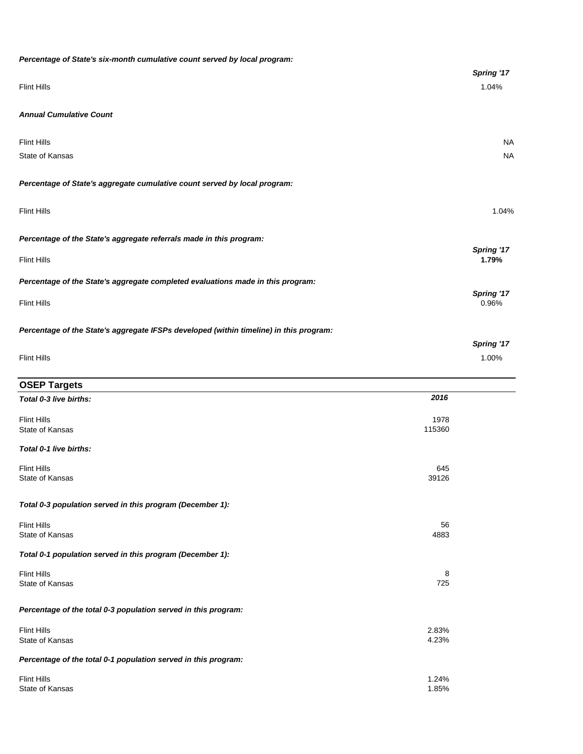***Percentage of State's six-month cumulative count served by local program:***

| | *Spring '17* |
|---|---|
| Flint Hills | 1.04% |

***Annual Cumulative Count***

| | |
|---|---|
| Flint Hills | NA |
| State of Kansas | NA |

***Percentage of State's aggregate cumulative count served by local program:***

| | |
|---|---|
| Flint Hills | 1.04% |

***Percentage of the State's aggregate referrals made in this program:***

| | *Spring '17* |
|---|---|
| Flint Hills | **1.79%** |

***Percentage of the State's aggregate completed evaluations made in this program:***

| | *Spring '17* |
|---|---|
| Flint Hills | 0.96% |

***Percentage of the State's aggregate IFSPs developed (within timeline) in this program:***

| | *Spring '17* |
|---|---|
| Flint Hills | 1.00% |

## OSEP Targets

| ***Total 0-3 live births:*** | ***2016*** |
|---|---|
| Flint Hills | 1978 |
| State of Kansas | 115360 |

***Total 0-1 live births:***

| | |
|---|---|
| Flint Hills | 645 |
| State of Kansas | 39126 |

***Total 0-3 population served in this program (December 1):***

| | |
|---|---|
| Flint Hills | 56 |
| State of Kansas | 4883 |

***Total 0-1 population served in this program (December 1):***

| | |
|---|---|
| Flint Hills | 8 |
| State of Kansas | 725 |

***Percentage of the total 0-3 population served in this program:***

| | |
|---|---|
| Flint Hills | 2.83% |
| State of Kansas | 4.23% |

***Percentage of the total 0-1 population served in this program:***

| | |
|---|---|
| Flint Hills | 1.24% |
| State of Kansas | 1.85% |